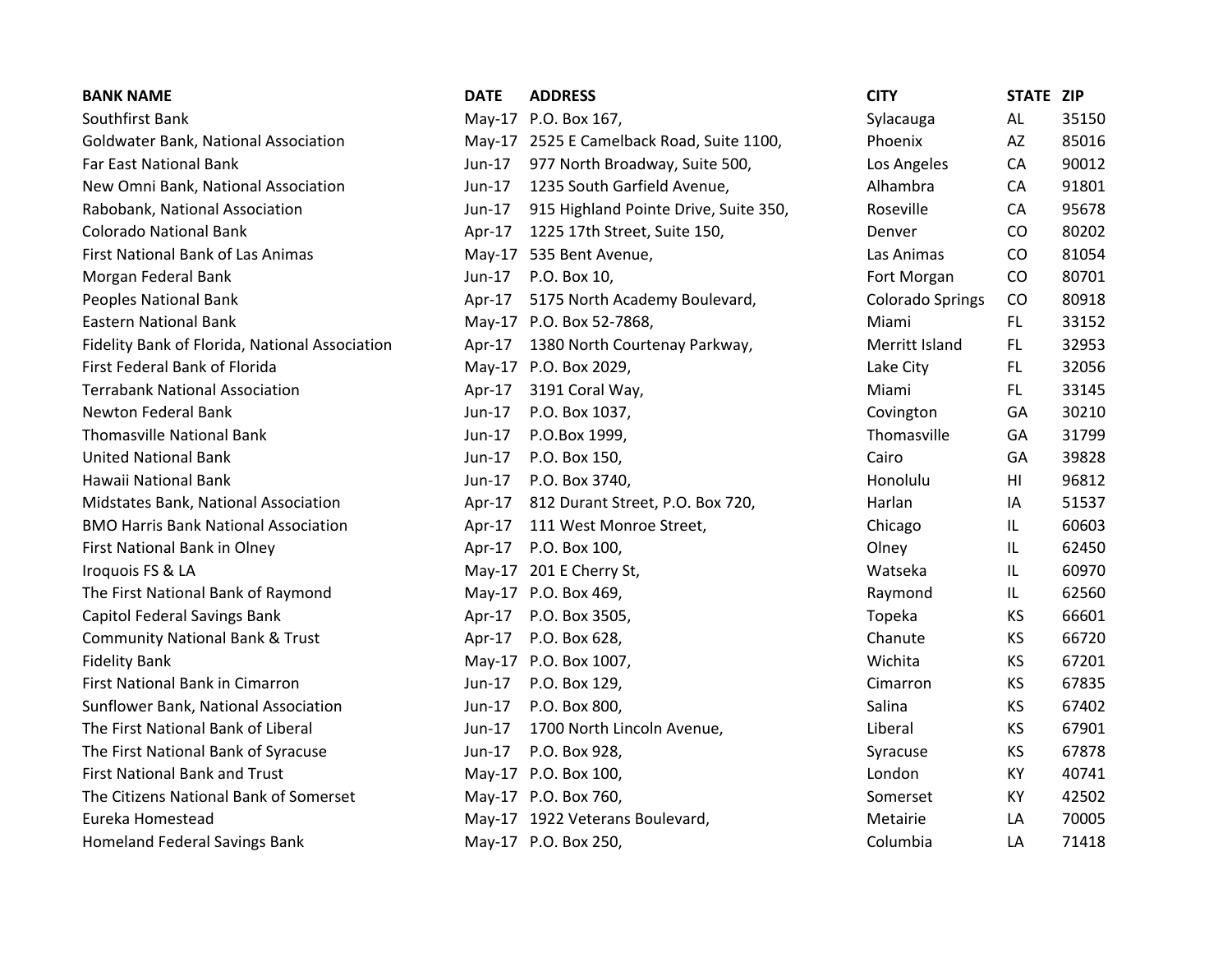| BANK NAME | DATE | ADDRESS | CITY | STATE | ZIP |
|---|---|---|---|---|---|
| Southfirst Bank | May-17 | P.O. Box 167, | Sylacauga | AL | 35150 |
| Goldwater Bank, National Association | May-17 | 2525 E Camelback Road, Suite 1100, | Phoenix | AZ | 85016 |
| Far East National Bank | Jun-17 | 977 North Broadway, Suite 500, | Los Angeles | CA | 90012 |
| New Omni Bank, National Association | Jun-17 | 1235 South Garfield Avenue, | Alhambra | CA | 91801 |
| Rabobank, National Association | Jun-17 | 915 Highland Pointe Drive, Suite 350, | Roseville | CA | 95678 |
| Colorado National Bank | Apr-17 | 1225 17th Street, Suite 150, | Denver | CO | 80202 |
| First National Bank of Las Animas | May-17 | 535 Bent Avenue, | Las Animas | CO | 81054 |
| Morgan Federal Bank | Jun-17 | P.O. Box 10, | Fort Morgan | CO | 80701 |
| Peoples National Bank | Apr-17 | 5175 North Academy Boulevard, | Colorado Springs | CO | 80918 |
| Eastern National Bank | May-17 | P.O. Box 52-7868, | Miami | FL | 33152 |
| Fidelity Bank of Florida, National Association | Apr-17 | 1380 North Courtenay Parkway, | Merritt Island | FL | 32953 |
| First Federal Bank of Florida | May-17 | P.O. Box 2029, | Lake City | FL | 32056 |
| Terrabank National Association | Apr-17 | 3191 Coral Way, | Miami | FL | 33145 |
| Newton Federal Bank | Jun-17 | P.O. Box 1037, | Covington | GA | 30210 |
| Thomasville National Bank | Jun-17 | P.O.Box 1999, | Thomasville | GA | 31799 |
| United National Bank | Jun-17 | P.O. Box 150, | Cairo | GA | 39828 |
| Hawaii National Bank | Jun-17 | P.O. Box 3740, | Honolulu | HI | 96812 |
| Midstates Bank, National Association | Apr-17 | 812 Durant Street, P.O. Box 720, | Harlan | IA | 51537 |
| BMO Harris Bank National Association | Apr-17 | 111 West Monroe Street, | Chicago | IL | 60603 |
| First National Bank in Olney | Apr-17 | P.O. Box 100, | Olney | IL | 62450 |
| Iroquois FS & LA | May-17 | 201 E Cherry St, | Watseka | IL | 60970 |
| The First National Bank of Raymond | May-17 | P.O. Box 469, | Raymond | IL | 62560 |
| Capitol Federal Savings Bank | Apr-17 | P.O. Box 3505, | Topeka | KS | 66601 |
| Community National Bank & Trust | Apr-17 | P.O. Box 628, | Chanute | KS | 66720 |
| Fidelity Bank | May-17 | P.O. Box 1007, | Wichita | KS | 67201 |
| First National Bank in Cimarron | Jun-17 | P.O. Box 129, | Cimarron | KS | 67835 |
| Sunflower Bank, National Association | Jun-17 | P.O. Box 800, | Salina | KS | 67402 |
| The First National Bank of Liberal | Jun-17 | 1700 North Lincoln Avenue, | Liberal | KS | 67901 |
| The First National Bank of Syracuse | Jun-17 | P.O. Box 928, | Syracuse | KS | 67878 |
| First National Bank and Trust | May-17 | P.O. Box 100, | London | KY | 40741 |
| The Citizens National Bank of Somerset | May-17 | P.O. Box 760, | Somerset | KY | 42502 |
| Eureka Homestead | May-17 | 1922 Veterans Boulevard, | Metairie | LA | 70005 |
| Homeland Federal Savings Bank | May-17 | P.O. Box 250, | Columbia | LA | 71418 |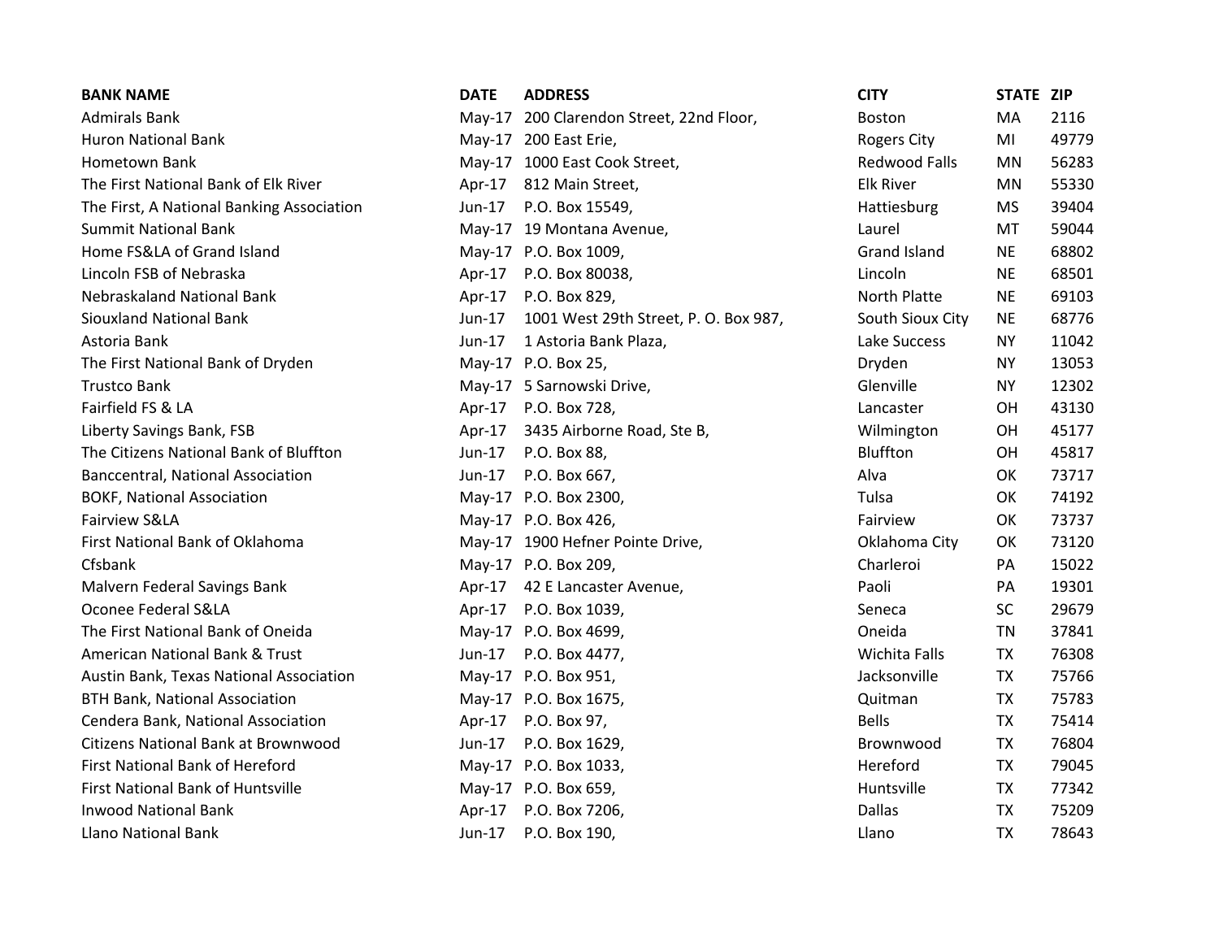| BANK NAME | DATE | ADDRESS | CITY | STATE | ZIP |
|---|---|---|---|---|---|
| Admirals Bank | May-17 | 200 Clarendon Street, 22nd Floor, | Boston | MA | 2116 |
| Huron National Bank | May-17 | 200 East Erie, | Rogers City | MI | 49779 |
| Hometown Bank | May-17 | 1000 East Cook Street, | Redwood Falls | MN | 56283 |
| The First National Bank of Elk River | Apr-17 | 812 Main Street, | Elk River | MN | 55330 |
| The First, A National Banking Association | Jun-17 | P.O. Box 15549, | Hattiesburg | MS | 39404 |
| Summit National Bank | May-17 | 19 Montana Avenue, | Laurel | MT | 59044 |
| Home FS&LA of Grand Island | May-17 | P.O. Box 1009, | Grand Island | NE | 68802 |
| Lincoln FSB of Nebraska | Apr-17 | P.O. Box 80038, | Lincoln | NE | 68501 |
| Nebraskaland National Bank | Apr-17 | P.O. Box 829, | North Platte | NE | 69103 |
| Siouxland National Bank | Jun-17 | 1001 West 29th Street, P. O. Box 987, | South Sioux City | NE | 68776 |
| Astoria Bank | Jun-17 | 1 Astoria Bank Plaza, | Lake Success | NY | 11042 |
| The First National Bank of Dryden | May-17 | P.O. Box 25, | Dryden | NY | 13053 |
| Trustco Bank | May-17 | 5 Sarnowski Drive, | Glenville | NY | 12302 |
| Fairfield FS & LA | Apr-17 | P.O. Box 728, | Lancaster | OH | 43130 |
| Liberty Savings Bank, FSB | Apr-17 | 3435 Airborne Road, Ste B, | Wilmington | OH | 45177 |
| The Citizens National Bank of Bluffton | Jun-17 | P.O. Box 88, | Bluffton | OH | 45817 |
| Banccentral, National Association | Jun-17 | P.O. Box 667, | Alva | OK | 73717 |
| BOKF, National Association | May-17 | P.O. Box 2300, | Tulsa | OK | 74192 |
| Fairview S&LA | May-17 | P.O. Box 426, | Fairview | OK | 73737 |
| First National Bank of Oklahoma | May-17 | 1900 Hefner Pointe Drive, | Oklahoma City | OK | 73120 |
| Cfsbank | May-17 | P.O. Box 209, | Charleroi | PA | 15022 |
| Malvern Federal Savings Bank | Apr-17 | 42 E Lancaster Avenue, | Paoli | PA | 19301 |
| Oconee Federal S&LA | Apr-17 | P.O. Box 1039, | Seneca | SC | 29679 |
| The First National Bank of Oneida | May-17 | P.O. Box 4699, | Oneida | TN | 37841 |
| American National Bank & Trust | Jun-17 | P.O. Box 4477, | Wichita Falls | TX | 76308 |
| Austin Bank, Texas National Association | May-17 | P.O. Box 951, | Jacksonville | TX | 75766 |
| BTH Bank, National Association | May-17 | P.O. Box 1675, | Quitman | TX | 75783 |
| Cendera Bank, National Association | Apr-17 | P.O. Box 97, | Bells | TX | 75414 |
| Citizens National Bank at Brownwood | Jun-17 | P.O. Box 1629, | Brownwood | TX | 76804 |
| First National Bank of Hereford | May-17 | P.O. Box 1033, | Hereford | TX | 79045 |
| First National Bank of Huntsville | May-17 | P.O. Box 659, | Huntsville | TX | 77342 |
| Inwood National Bank | Apr-17 | P.O. Box 7206, | Dallas | TX | 75209 |
| Llano National Bank | Jun-17 | P.O. Box 190, | Llano | TX | 78643 |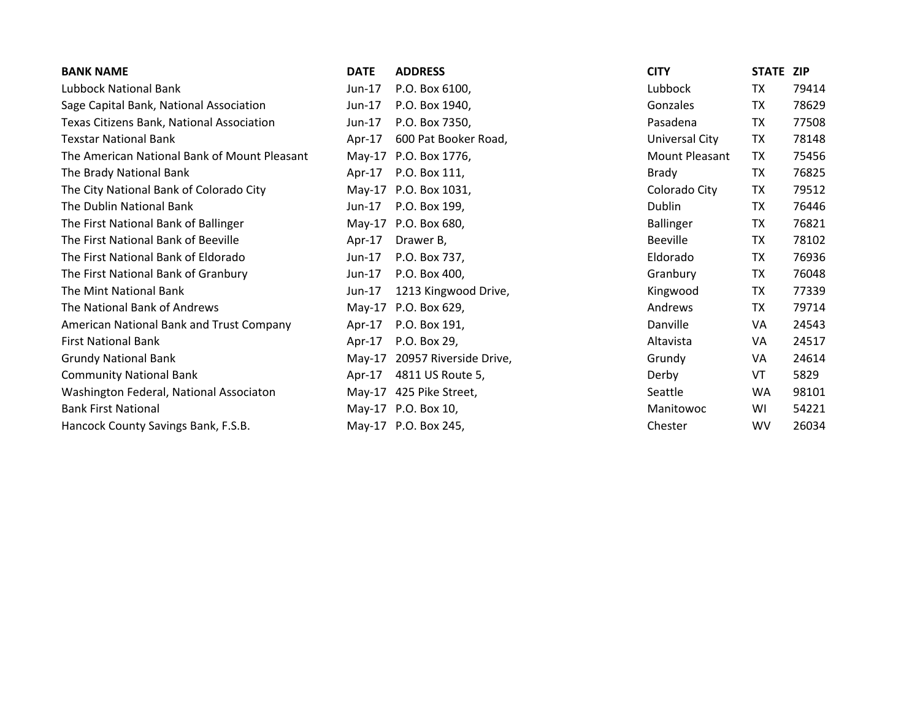| BANK NAME | DATE | ADDRESS | CITY | STATE | ZIP |
|---|---|---|---|---|---|
| Lubbock National Bank | Jun-17 | P.O. Box 6100, | Lubbock | TX | 79414 |
| Sage Capital Bank, National Association | Jun-17 | P.O. Box 1940, | Gonzales | TX | 78629 |
| Texas Citizens Bank, National Association | Jun-17 | P.O. Box 7350, | Pasadena | TX | 77508 |
| Texstar National Bank | Apr-17 | 600 Pat Booker Road, | Universal City | TX | 78148 |
| The American National Bank of Mount Pleasant | May-17 | P.O. Box 1776, | Mount Pleasant | TX | 75456 |
| The Brady National Bank | Apr-17 | P.O. Box 111, | Brady | TX | 76825 |
| The City National Bank of Colorado City | May-17 | P.O. Box 1031, | Colorado City | TX | 79512 |
| The Dublin National Bank | Jun-17 | P.O. Box 199, | Dublin | TX | 76446 |
| The First National Bank of Ballinger | May-17 | P.O. Box 680, | Ballinger | TX | 76821 |
| The First National Bank of Beeville | Apr-17 | Drawer B, | Beeville | TX | 78102 |
| The First National Bank of Eldorado | Jun-17 | P.O. Box 737, | Eldorado | TX | 76936 |
| The First National Bank of Granbury | Jun-17 | P.O. Box 400, | Granbury | TX | 76048 |
| The Mint National Bank | Jun-17 | 1213 Kingwood Drive, | Kingwood | TX | 77339 |
| The National Bank of Andrews | May-17 | P.O. Box 629, | Andrews | TX | 79714 |
| American National Bank and Trust Company | Apr-17 | P.O. Box 191, | Danville | VA | 24543 |
| First National Bank | Apr-17 | P.O. Box 29, | Altavista | VA | 24517 |
| Grundy National Bank | May-17 | 20957 Riverside Drive, | Grundy | VA | 24614 |
| Community National Bank | Apr-17 | 4811 US Route 5, | Derby | VT | 5829 |
| Washington Federal, National Associaton | May-17 | 425 Pike Street, | Seattle | WA | 98101 |
| Bank First National | May-17 | P.O. Box 10, | Manitowoc | WI | 54221 |
| Hancock County Savings Bank, F.S.B. | May-17 | P.O. Box 245, | Chester | WV | 26034 |